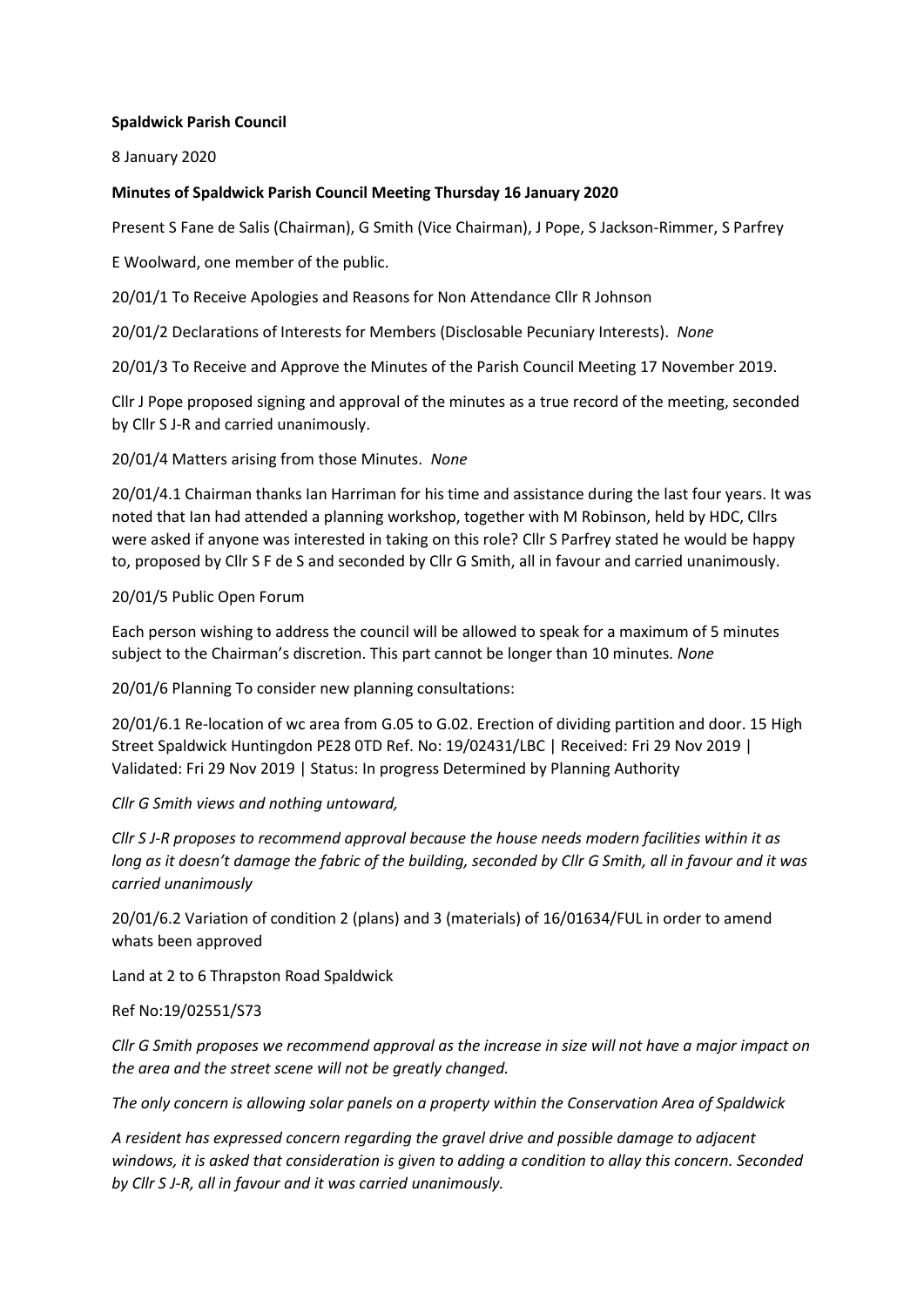**Spaldwick Parish Council**

8 January 2020

**Minutes of Spaldwick Parish Council Meeting Thursday 16 January 2020**

Present S Fane de Salis (Chairman), G Smith (Vice Chairman), J Pope, S Jackson-Rimmer, S Parfrey

E Woolward, one member of the public.

20/01/1 To Receive Apologies and Reasons for Non Attendance Cllr R Johnson

20/01/2 Declarations of Interests for Members (Disclosable Pecuniary Interests). *None*

20/01/3 To Receive and Approve the Minutes of the Parish Council Meeting 17 November 2019.

Cllr J Pope proposed signing and approval of the minutes as a true record of the meeting, seconded by Cllr S J-R and carried unanimously.

20/01/4 Matters arising from those Minutes. *None*

20/01/4.1 Chairman thanks Ian Harriman for his time and assistance during the last four years. It was noted that Ian had attended a planning workshop, together with M Robinson, held by HDC, Cllrs were asked if anyone was interested in taking on this role? Cllr S Parfrey stated he would be happy to, proposed by Cllr S F de S and seconded by Cllr G Smith, all in favour and carried unanimously.

20/01/5 Public Open Forum

Each person wishing to address the council will be allowed to speak for a maximum of 5 minutes subject to the Chairman's discretion. This part cannot be longer than 10 minutes. *None*

20/01/6 Planning To consider new planning consultations:

20/01/6.1 Re-location of wc area from G.05 to G.02. Erection of dividing partition and door. 15 High Street Spaldwick Huntingdon PE28 0TD Ref. No: 19/02431/LBC | Received: Fri 29 Nov 2019 | Validated: Fri 29 Nov 2019 | Status: In progress Determined by Planning Authority

*Cllr G Smith views and nothing untoward,*

*Cllr S J-R proposes to recommend approval because the house needs modern facilities within it as long as it doesn't damage the fabric of the building, seconded by Cllr G Smith, all in favour and it was carried unanimously*

20/01/6.2 Variation of condition 2 (plans) and 3 (materials) of 16/01634/FUL in order to amend whats been approved

Land at 2 to 6 Thrapston Road Spaldwick

Ref No:19/02551/S73

*Cllr G Smith proposes we recommend approval as the increase in size will not have a major impact on the area and the street scene will not be greatly changed.*

*The only concern is allowing solar panels on a property within the Conservation Area of Spaldwick*

*A resident has expressed concern regarding the gravel drive and possible damage to adjacent windows, it is asked that consideration is given to adding a condition to allay this concern. Seconded by Cllr S J-R, all in favour and it was carried unanimously.*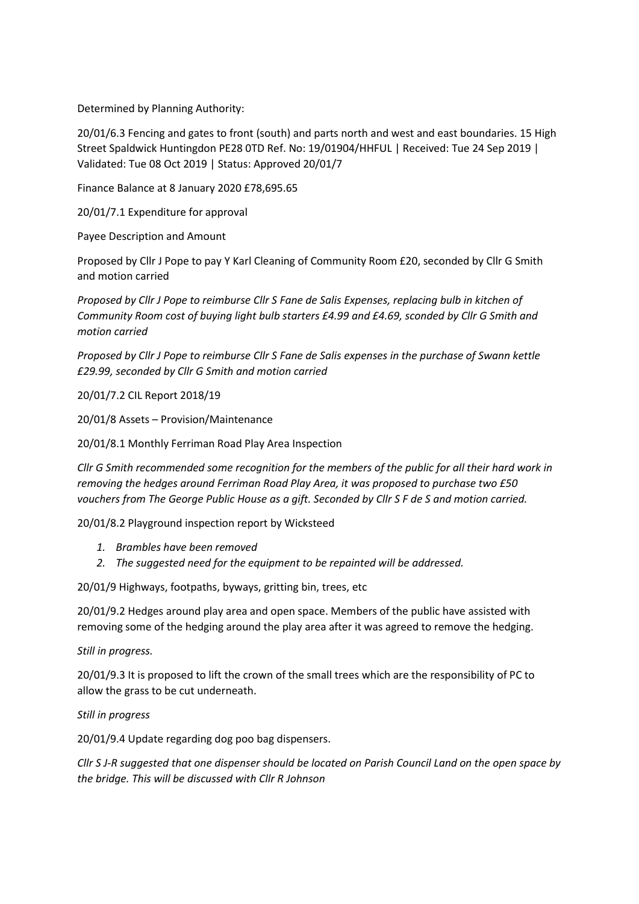Determined by Planning Authority:

20/01/6.3 Fencing and gates to front (south) and parts north and west and east boundaries. 15 High Street Spaldwick Huntingdon PE28 0TD Ref. No: 19/01904/HHFUL | Received: Tue 24 Sep 2019 | Validated: Tue 08 Oct 2019 | Status: Approved 20/01/7

Finance Balance at 8 January 2020 £78,695.65

20/01/7.1 Expenditure for approval

Payee Description and Amount

Proposed by Cllr J Pope to pay Y Karl Cleaning of Community Room £20, seconded by Cllr G Smith and motion carried

*Proposed by Cllr J Pope to reimburse Cllr S Fane de Salis Expenses, replacing bulb in kitchen of Community Room cost of buying light bulb starters £4.99 and £4.69, sconded by Cllr G Smith and motion carried*

*Proposed by Cllr J Pope to reimburse Cllr S Fane de Salis expenses in the purchase of Swann kettle £29.99, seconded by Cllr G Smith and motion carried*

20/01/7.2 CIL Report 2018/19

20/01/8 Assets – Provision/Maintenance

20/01/8.1 Monthly Ferriman Road Play Area Inspection

*Cllr G Smith recommended some recognition for the members of the public for all their hard work in removing the hedges around Ferriman Road Play Area, it was proposed to purchase two £50 vouchers from The George Public House as a gift. Seconded by Cllr S F de S and motion carried.*

20/01/8.2 Playground inspection report by Wicksteed

1. *Brambles have been removed*
2. *The suggested need for the equipment to be repainted will be addressed.*

20/01/9 Highways, footpaths, byways, gritting bin, trees, etc

20/01/9.2 Hedges around play area and open space. Members of the public have assisted with removing some of the hedging around the play area after it was agreed to remove the hedging.

*Still in progress.*

20/01/9.3 It is proposed to lift the crown of the small trees which are the responsibility of PC to allow the grass to be cut underneath.

*Still in progress*

20/01/9.4 Update regarding dog poo bag dispensers.

*Cllr S J-R suggested that one dispenser should be located on Parish Council Land on the open space by the bridge. This will be discussed with Cllr R Johnson*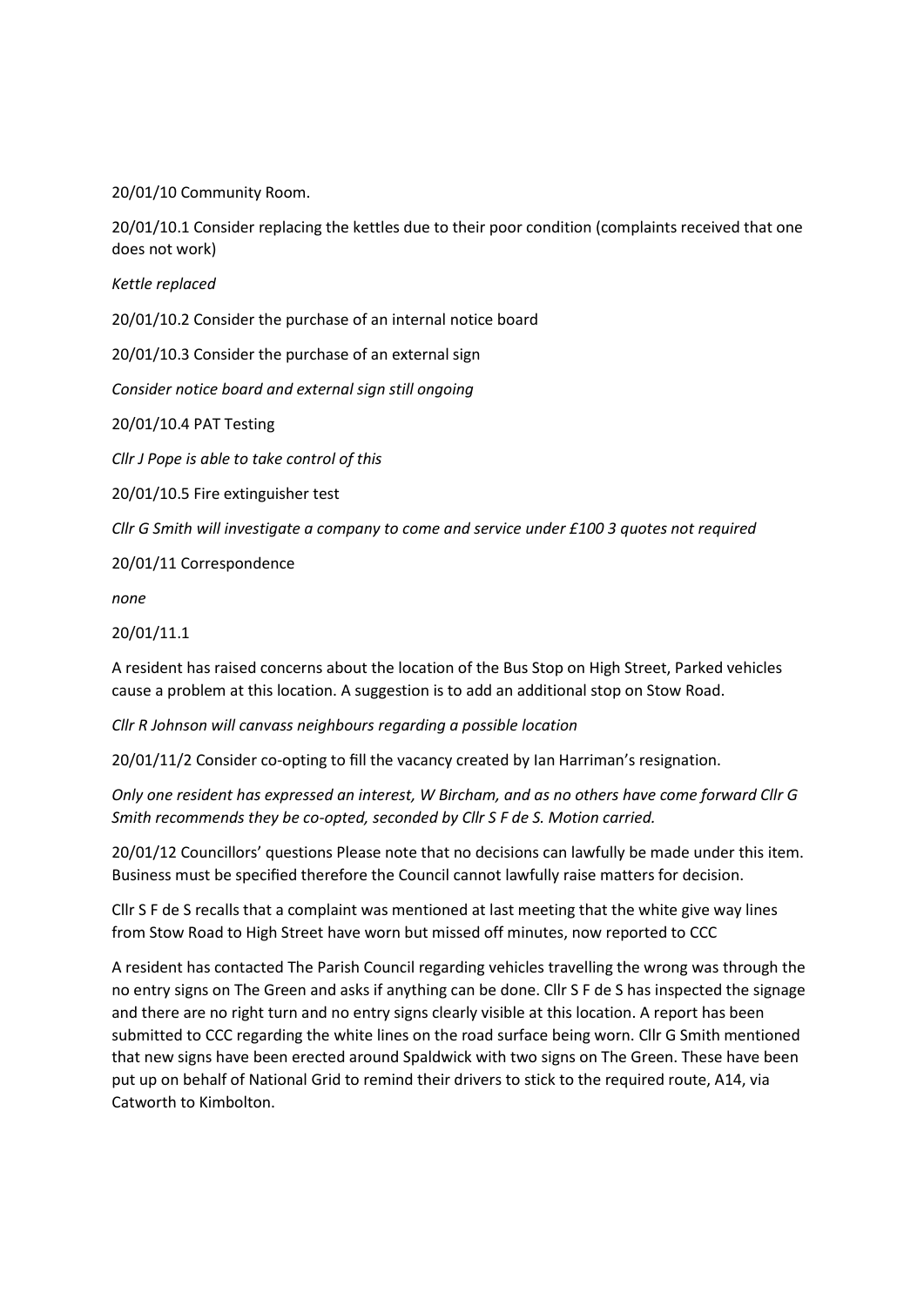20/01/10 Community Room.

20/01/10.1 Consider replacing the kettles due to their poor condition (complaints received that one does not work)

*Kettle replaced*

20/01/10.2 Consider the purchase of an internal notice board

20/01/10.3 Consider the purchase of an external sign

*Consider notice board and external sign still ongoing*

20/01/10.4 PAT Testing

*Cllr J Pope is able to take control of this*

20/01/10.5 Fire extinguisher test

*Cllr G Smith will investigate a company to come and service under £100 3 quotes not required*

20/01/11 Correspondence

*none*

20/01/11.1

A resident has raised concerns about the location of the Bus Stop on High Street, Parked vehicles cause a problem at this location. A suggestion is to add an additional stop on Stow Road.

*Cllr R Johnson will canvass neighbours regarding a possible location*

20/01/11/2 Consider co-opting to fill the vacancy created by Ian Harriman's resignation.

*Only one resident has expressed an interest, W Bircham, and as no others have come forward Cllr G Smith recommends they be co-opted, seconded by Cllr S F de S. Motion carried.*

20/01/12 Councillors' questions Please note that no decisions can lawfully be made under this item. Business must be specified therefore the Council cannot lawfully raise matters for decision.

Cllr S F de S recalls that a complaint was mentioned at last meeting that the white give way lines from Stow Road to High Street have worn but missed off minutes, now reported to CCC

A resident has contacted The Parish Council regarding vehicles travelling the wrong was through the no entry signs on The Green and asks if anything can be done. Cllr S F de S has inspected the signage and there are no right turn and no entry signs clearly visible at this location. A report has been submitted to CCC regarding the white lines on the road surface being worn. Cllr G Smith mentioned that new signs have been erected around Spaldwick with two signs on The Green. These have been put up on behalf of National Grid to remind their drivers to stick to the required route, A14, via Catworth to Kimbolton.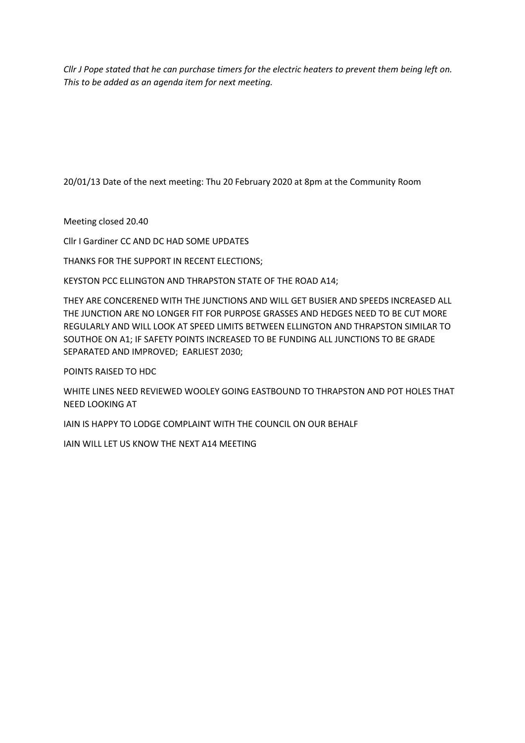*Cllr J Pope stated that he can purchase timers for the electric heaters to prevent them being left on. This to be added as an agenda item for next meeting.*

20/01/13 Date of the next meeting: Thu 20 February 2020 at 8pm at the Community Room

Meeting closed 20.40

Cllr I Gardiner CC AND DC HAD SOME UPDATES

THANKS FOR THE SUPPORT IN RECENT ELECTIONS;

KEYSTON PCC ELLINGTON AND THRAPSTON STATE OF THE ROAD A14;

THEY ARE CONCERENED WITH THE JUNCTIONS AND WILL GET BUSIER AND SPEEDS INCREASED ALL THE JUNCTION ARE NO LONGER FIT FOR PURPOSE GRASSES AND HEDGES NEED TO BE CUT MORE REGULARLY AND WILL LOOK AT SPEED LIMITS BETWEEN ELLINGTON AND THRAPSTON SIMILAR TO SOUTHOE ON A1; IF SAFETY POINTS INCREASED TO BE FUNDING ALL JUNCTIONS TO BE GRADE SEPARATED AND IMPROVED; EARLIEST 2030;

POINTS RAISED TO HDC

WHITE LINES NEED REVIEWED WOOLEY GOING EASTBOUND TO THRAPSTON AND POT HOLES THAT NEED LOOKING AT

IAIN IS HAPPY TO LODGE COMPLAINT WITH THE COUNCIL ON OUR BEHALF

IAIN WILL LET US KNOW THE NEXT A14 MEETING